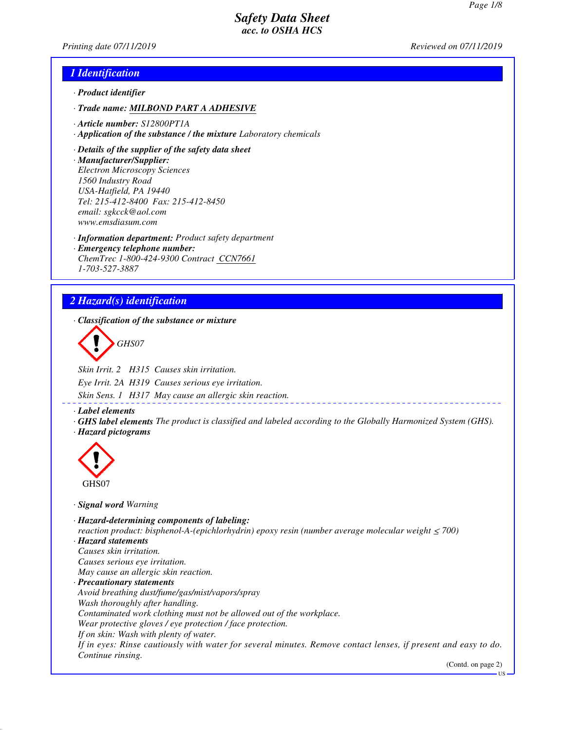# Safety Data Sheet
*acc. to OSHA HCS*

Printing date 07/11/2019 Reviewed on 07/11/2019

## 1 Identification

· **Product identifier**

· **Trade name: MILBOND PART A ADHESIVE**

· **Article number:** S12800PT1A
· **Application of the substance / the mixture** Laboratory chemicals

· **Details of the supplier of the safety data sheet**
· **Manufacturer/Supplier:**
Electron Microscopy Sciences
1560 Industry Road
USA-Hatfield, PA 19440
Tel: 215-412-8400 Fax: 215-412-8450
email: sgkcck@aol.com
www.emsdiasum.com

· **Information department:** Product safety department
· **Emergency telephone number:**
ChemTrec 1-800-424-9300 Contract CCN7661
1-703-527-3887

## 2 Hazard(s) identification

· **Classification of the substance or mixture**

GHS07

Skin Irrit. 2 H315 Causes skin irritation.

Eye Irrit. 2A H319 Causes serious eye irritation.

Skin Sens. 1 H317 May cause an allergic skin reaction.

· **Label elements**
· **GHS label elements** The product is classified and labeled according to the Globally Harmonized System (GHS).
· **Hazard pictograms**

GHS07

· **Signal word** Warning

· **Hazard-determining components of labeling:**
reaction product: bisphenol-A-(epichlorhydrin) epoxy resin (number average molecular weight ≤ 700)
· **Hazard statements**
Causes skin irritation.
Causes serious eye irritation.
May cause an allergic skin reaction.
· **Precautionary statements**
Avoid breathing dust/fume/gas/mist/vapors/spray
Wash thoroughly after handling.
Contaminated work clothing must not be allowed out of the workplace.
Wear protective gloves / eye protection / face protection.
If on skin: Wash with plenty of water.
If in eyes: Rinse cautiously with water for several minutes. Remove contact lenses, if present and easy to do. Continue rinsing.

(Contd. on page 2)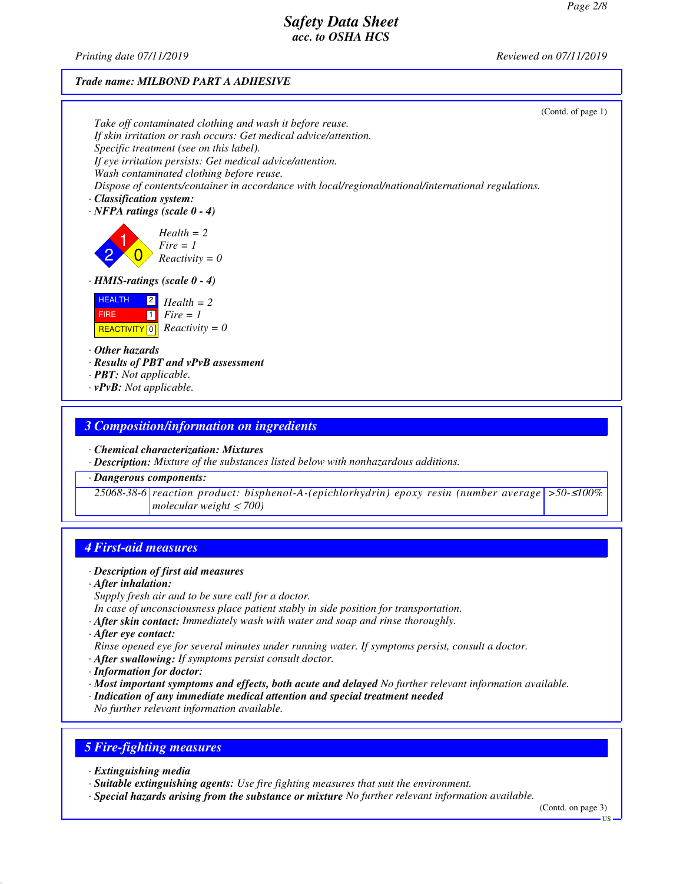Trade name: MILBOND PART A ADHESIVE

(Contd. of page 1)

*Take off contaminated clothing and wash it before reuse.*
*If skin irritation or rash occurs: Get medical advice/attention.*
*Specific treatment (see on this label).*
*If eye irritation persists: Get medical advice/attention.*
*Wash contaminated clothing before reuse.*
*Dispose of contents/container in accordance with local/regional/national/international regulations.*

· **Classification system:**
· **NFPA ratings (scale 0 - 4)**

Health = 2
Fire = 1
Reactivity = 0

· **HMIS-ratings (scale 0 - 4)**

| HMIS | Rating |
|---|---|
| HEALTH | 2 |
| FIRE | 1 |
| REACTIVITY | 0 |

Health = 2
Fire = 1
Reactivity = 0

· **Other hazards**
· **Results of PBT and vPvB assessment**
· **PBT:** Not applicable.
· **vPvB:** Not applicable.

## 3 Composition/information on ingredients

· **Chemical characterization: Mixtures**
· **Description:** Mixture of the substances listed below with nonhazardous additions.

· **Dangerous components:**

| CAS | Component | Content |
|---|---|---|
| 25068-38-6 | reaction product: bisphenol-A-(epichlorhydrin) epoxy resin (number average molecular weight ≤ 700) | >50-≤100% |

## 4 First-aid measures

· **Description of first aid measures**
· **After inhalation:**
Supply fresh air and to be sure call for a doctor.
In case of unconsciousness place patient stably in side position for transportation.
· **After skin contact:** Immediately wash with water and soap and rinse thoroughly.
· **After eye contact:**
Rinse opened eye for several minutes under running water. If symptoms persist, consult a doctor.
· **After swallowing:** If symptoms persist consult doctor.
· **Information for doctor:**
· **Most important symptoms and effects, both acute and delayed** No further relevant information available.
· **Indication of any immediate medical attention and special treatment needed**
No further relevant information available.

## 5 Fire-fighting measures

· **Extinguishing media**
· **Suitable extinguishing agents:** Use fire fighting measures that suit the environment.
· **Special hazards arising from the substance or mixture** No further relevant information available.

(Contd. on page 3)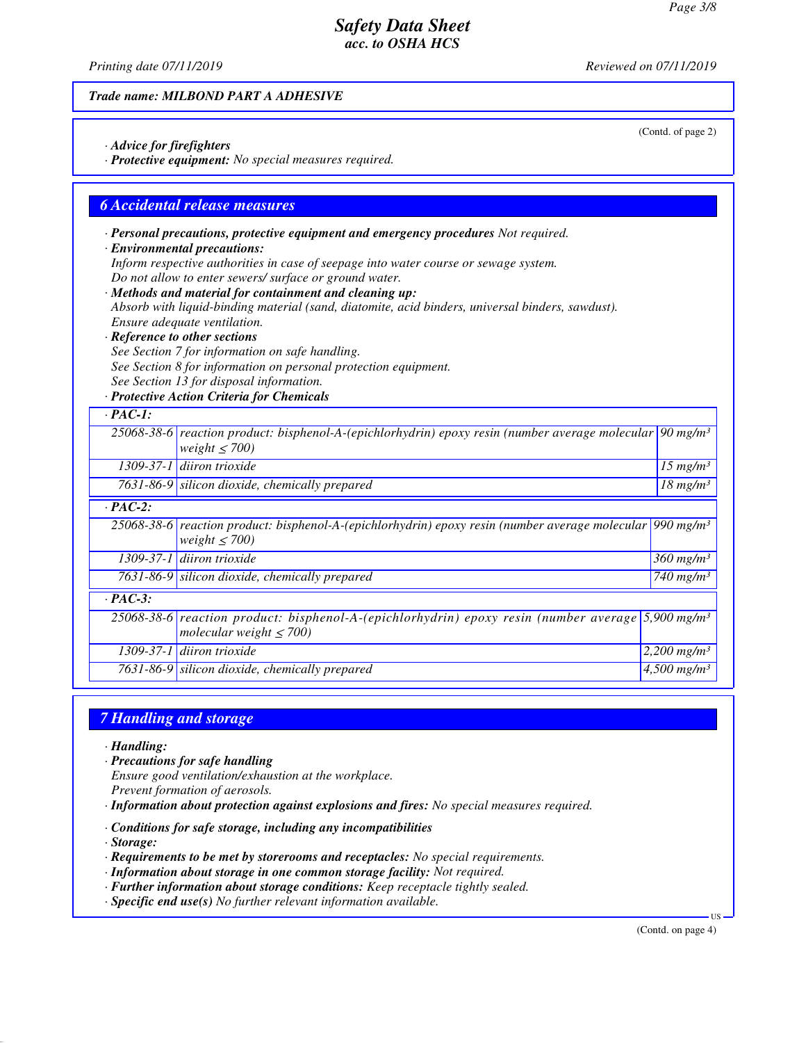*Trade name: MILBOND PART A ADHESIVE*

(Contd. of page 2)

· **Advice for firefighters**
· **Protective equipment:** No special measures required.

## 6 Accidental release measures

· **Personal precautions, protective equipment and emergency procedures** Not required.
· **Environmental precautions:**
Inform respective authorities in case of seepage into water course or sewage system.
Do not allow to enter sewers/ surface or ground water.
· **Methods and material for containment and cleaning up:**
Absorb with liquid-binding material (sand, diatomite, acid binders, universal binders, sawdust).
Ensure adequate ventilation.
· **Reference to other sections**
See Section 7 for information on safe handling.
See Section 8 for information on personal protection equipment.
See Section 13 for disposal information.
· **Protective Action Criteria for Chemicals**

| · **PAC-1:** | | |
|---|---|---|
| 25068-38-6 | reaction product: bisphenol-A-(epichlorhydrin) epoxy resin (number average molecular weight ≤ 700) | 90 mg/m³ |
| 1309-37-1 | diiron trioxide | 15 mg/m³ |
| 7631-86-9 | silicon dioxide, chemically prepared | 18 mg/m³ |
| · **PAC-2:** | | |
| 25068-38-6 | reaction product: bisphenol-A-(epichlorhydrin) epoxy resin (number average molecular weight ≤ 700) | 990 mg/m³ |
| 1309-37-1 | diiron trioxide | 360 mg/m³ |
| 7631-86-9 | silicon dioxide, chemically prepared | 740 mg/m³ |
| · **PAC-3:** | | |
| 25068-38-6 | reaction product: bisphenol-A-(epichlorhydrin) epoxy resin (number average molecular weight ≤ 700) | 5,900 mg/m³ |
| 1309-37-1 | diiron trioxide | 2,200 mg/m³ |
| 7631-86-9 | silicon dioxide, chemically prepared | 4,500 mg/m³ |

## 7 Handling and storage

· **Handling:**
· **Precautions for safe handling**
Ensure good ventilation/exhaustion at the workplace.
Prevent formation of aerosols.
· **Information about protection against explosions and fires:** No special measures required.

· **Conditions for safe storage, including any incompatibilities**
· **Storage:**
· **Requirements to be met by storerooms and receptacles:** No special requirements.
· **Information about storage in one common storage facility:** Not required.
· **Further information about storage conditions:** Keep receptacle tightly sealed.
· **Specific end use(s)** No further relevant information available.

(Contd. on page 4)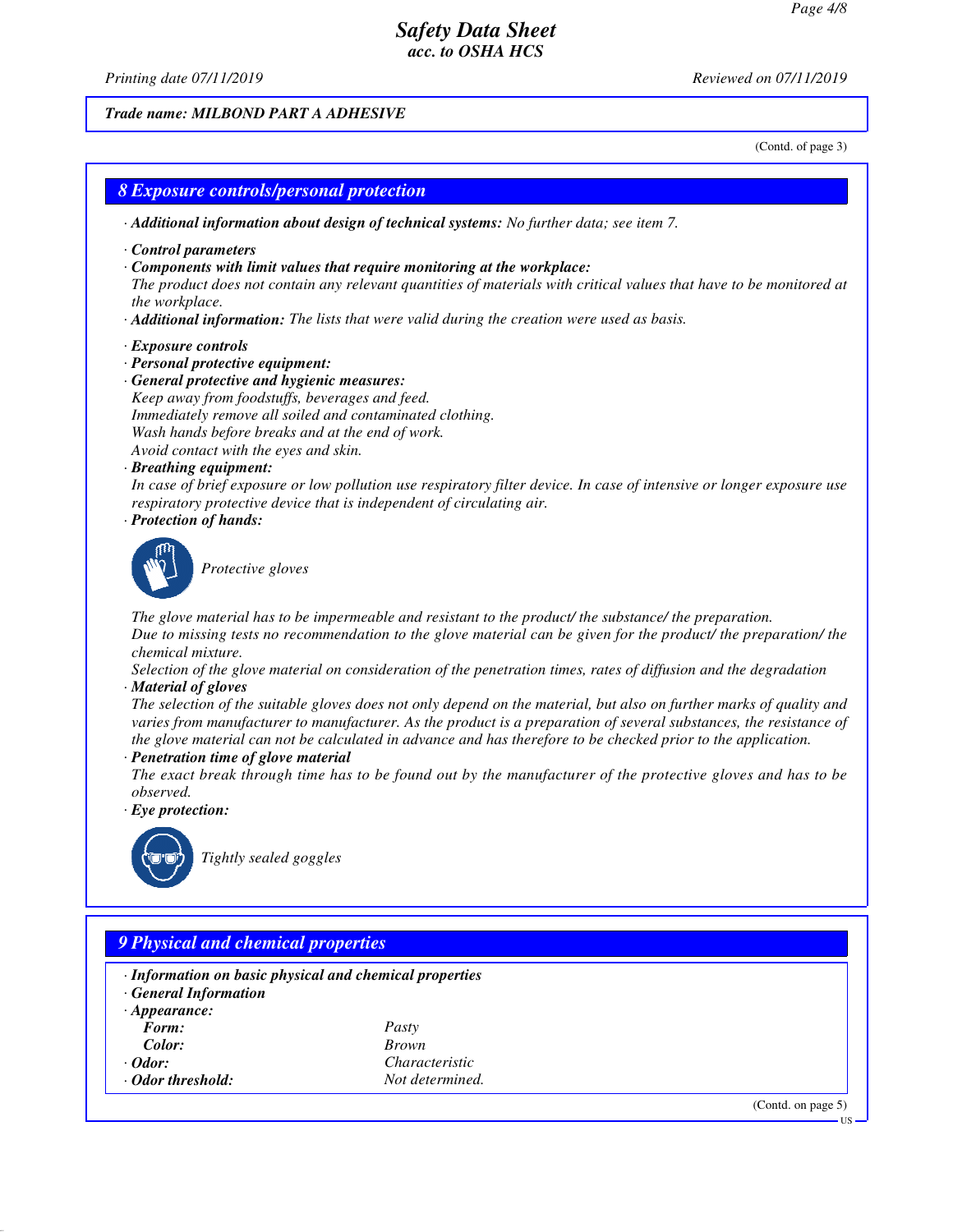Trade name: MILBOND PART A ADHESIVE

(Contd. of page 3)

## 8 Exposure controls/personal protection

· **Additional information about design of technical systems:** No further data; see item 7.

· **Control parameters**
· **Components with limit values that require monitoring at the workplace:**
The product does not contain any relevant quantities of materials with critical values that have to be monitored at the workplace.
· **Additional information:** The lists that were valid during the creation were used as basis.

· **Exposure controls**
· **Personal protective equipment:**
· **General protective and hygienic measures:**
Keep away from foodstuffs, beverages and feed.
Immediately remove all soiled and contaminated clothing.
Wash hands before breaks and at the end of work.
Avoid contact with the eyes and skin.
· **Breathing equipment:**
In case of brief exposure or low pollution use respiratory filter device. In case of intensive or longer exposure use respiratory protective device that is independent of circulating air.
· **Protection of hands:**

Protective gloves

The glove material has to be impermeable and resistant to the product/ the substance/ the preparation.
Due to missing tests no recommendation to the glove material can be given for the product/ the preparation/ the chemical mixture.
Selection of the glove material on consideration of the penetration times, rates of diffusion and the degradation
· **Material of gloves**
The selection of the suitable gloves does not only depend on the material, but also on further marks of quality and varies from manufacturer to manufacturer. As the product is a preparation of several substances, the resistance of the glove material can not be calculated in advance and has therefore to be checked prior to the application.
· **Penetration time of glove material**
The exact break through time has to be found out by the manufacturer of the protective gloves and has to be observed.
· **Eye protection:**

Tightly sealed goggles

## 9 Physical and chemical properties

· **Information on basic physical and chemical properties**
· **General Information**

| | |
|---|---|
| · **Appearance:** | |
| **Form:** | Pasty |
| **Color:** | Brown |
| · **Odor:** | Characteristic |
| · **Odor threshold:** | Not determined. |

(Contd. on page 5)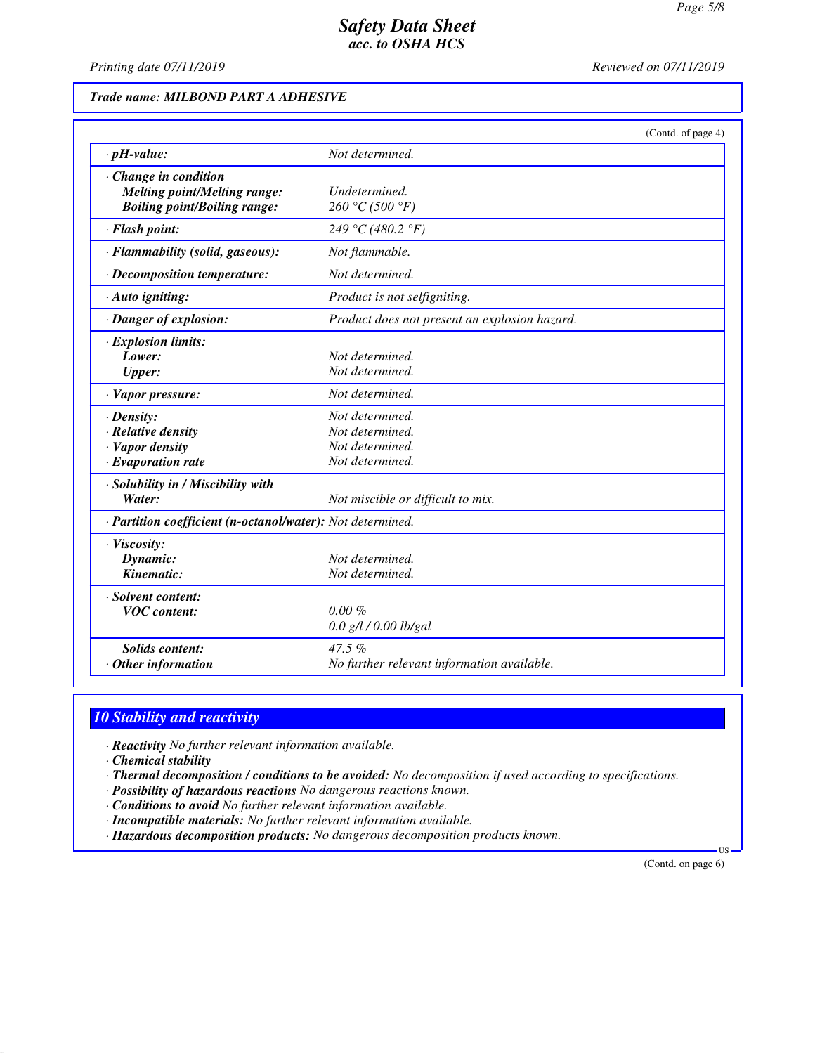**Trade name: MILBOND PART A ADHESIVE**

(Contd. of page 4)

| | |
|---|---|
| · **pH-value:** | Not determined. |
| · **Change in condition** | |
| **Melting point/Melting range:** | Undetermined. |
| **Boiling point/Boiling range:** | 260 °C (500 °F) |
| · **Flash point:** | 249 °C (480.2 °F) |
| · **Flammability (solid, gaseous):** | Not flammable. |
| · **Decomposition temperature:** | Not determined. |
| · **Auto igniting:** | Product is not selfigniting. |
| · **Danger of explosion:** | Product does not present an explosion hazard. |
| · **Explosion limits:** | |
| **Lower:** | Not determined. |
| **Upper:** | Not determined. |
| · **Vapor pressure:** | Not determined. |
| · **Density:** | Not determined. |
| · **Relative density** | Not determined. |
| · **Vapor density** | Not determined. |
| · **Evaporation rate** | Not determined. |
| · **Solubility in / Miscibility with** | |
| **Water:** | Not miscible or difficult to mix. |
| · **Partition coefficient (n-octanol/water):** | Not determined. |
| · **Viscosity:** | |
| **Dynamic:** | Not determined. |
| **Kinematic:** | Not determined. |
| · **Solvent content:** | |
| **VOC content:** | 0.00 % |
| | 0.0 g/l / 0.00 lb/gal |
| **Solids content:** | 47.5 % |
| · **Other information** | No further relevant information available. |

## 10 Stability and reactivity

- · **Reactivity** No further relevant information available.
- · **Chemical stability**
- · **Thermal decomposition / conditions to be avoided:** No decomposition if used according to specifications.
- · **Possibility of hazardous reactions** No dangerous reactions known.
- · **Conditions to avoid** No further relevant information available.
- · **Incompatible materials:** No further relevant information available.
- · **Hazardous decomposition products:** No dangerous decomposition products known.

(Contd. on page 6)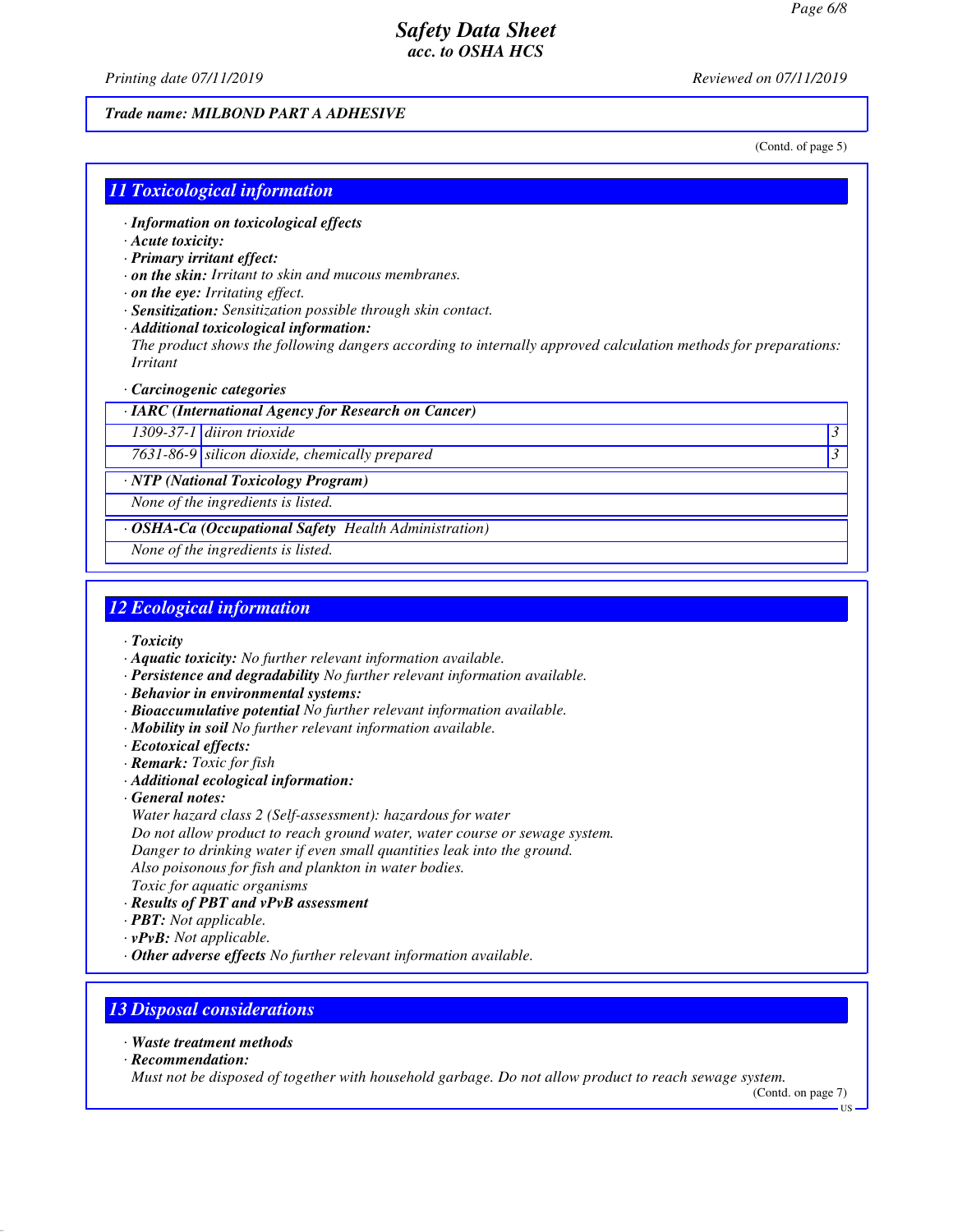(Contd. of page 5)

## 11 Toxicological information

· **Information on toxicological effects**
· **Acute toxicity:**
· **Primary irritant effect:**
· **on the skin:** Irritant to skin and mucous membranes.
· **on the eye:** Irritating effect.
· **Sensitization:** Sensitization possible through skin contact.
· **Additional toxicological information:**
The product shows the following dangers according to internally approved calculation methods for preparations:
Irritant

· **Carcinogenic categories**

| · **IARC (International Agency for Research on Cancer)** | | |
|---|---|---|
| 1309-37-1 | diiron trioxide | 3 |
| 7631-86-9 | silicon dioxide, chemically prepared | 3 |

| · **NTP (National Toxicology Program)** |
|---|
| None of the ingredients is listed. |

| · **OSHA-Ca (Occupational Safety Health Administration)** |
|---|
| None of the ingredients is listed. |

## 12 Ecological information

· **Toxicity**
· **Aquatic toxicity:** No further relevant information available.
· **Persistence and degradability** No further relevant information available.
· **Behavior in environmental systems:**
· **Bioaccumulative potential** No further relevant information available.
· **Mobility in soil** No further relevant information available.
· **Ecotoxical effects:**
· **Remark:** Toxic for fish
· **Additional ecological information:**
· **General notes:**
Water hazard class 2 (Self-assessment): hazardous for water
Do not allow product to reach ground water, water course or sewage system.
Danger to drinking water if even small quantities leak into the ground.
Also poisonous for fish and plankton in water bodies.
Toxic for aquatic organisms
· **Results of PBT and vPvB assessment**
· **PBT:** Not applicable.
· **vPvB:** Not applicable.
· **Other adverse effects** No further relevant information available.

## 13 Disposal considerations

· **Waste treatment methods**
· **Recommendation:**
Must not be disposed of together with household garbage. Do not allow product to reach sewage system.

(Contd. on page 7)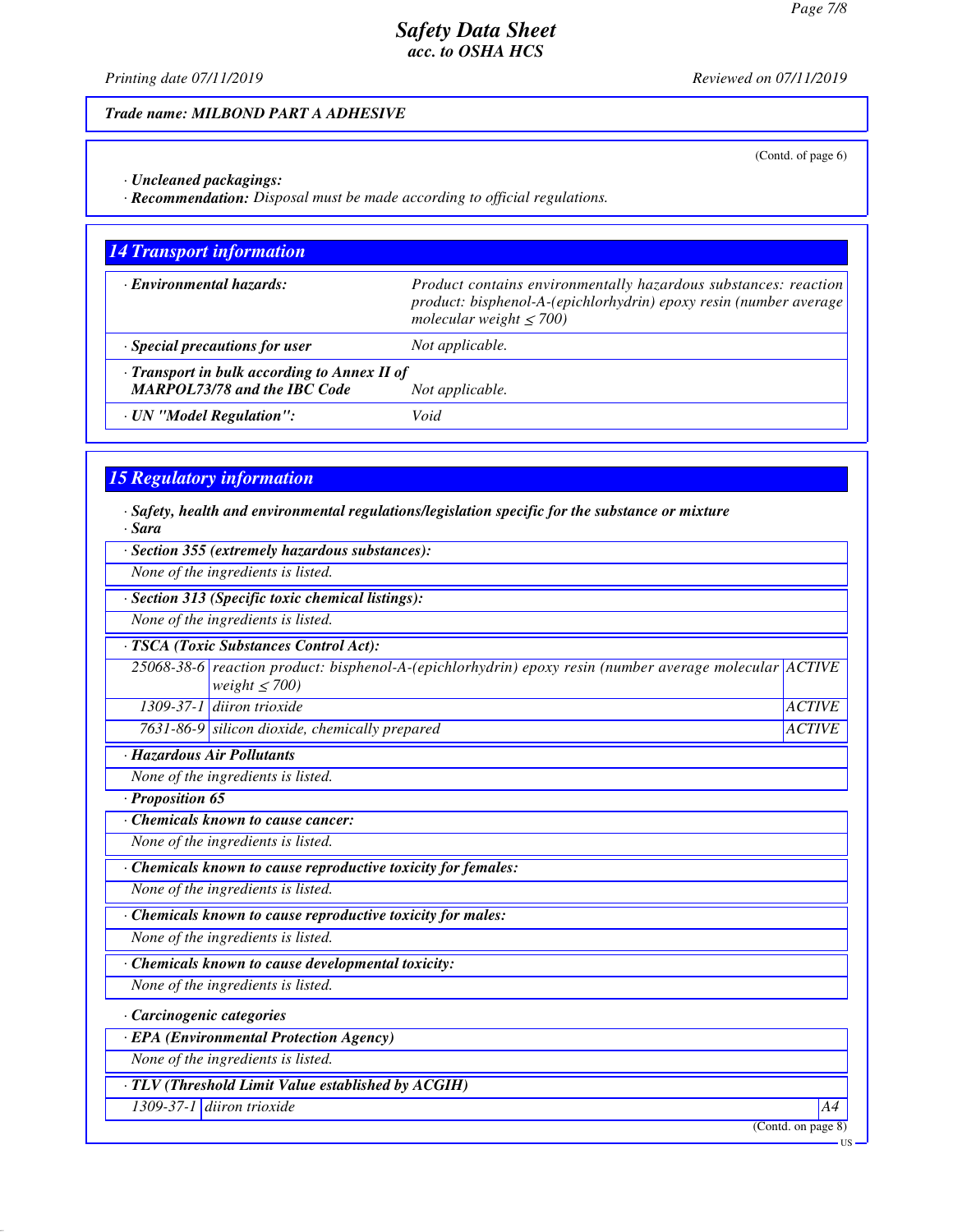**Trade name: MILBOND PART A ADHESIVE**

(Contd. of page 6)

· **Uncleaned packagings:**
· **Recommendation:** *Disposal must be made according to official regulations.*

## 14 Transport information

| | |
|---|---|
| · **Environmental hazards:** | Product contains environmentally hazardous substances: reaction product: bisphenol-A-(epichlorhydrin) epoxy resin (number average molecular weight ≤ 700) |
| · **Special precautions for user** | Not applicable. |
| · **Transport in bulk according to Annex II of MARPOL73/78 and the IBC Code** | Not applicable. |
| · **UN "Model Regulation":** | Void |

## 15 Regulatory information

· **Safety, health and environmental regulations/legislation specific for the substance or mixture**
· **Sara**

· **Section 355 (extremely hazardous substances):**
None of the ingredients is listed.

· **Section 313 (Specific toxic chemical listings):**
None of the ingredients is listed.

· **TSCA (Toxic Substances Control Act):**

| | | |
|---|---|---|
| 25068-38-6 | reaction product: bisphenol-A-(epichlorhydrin) epoxy resin (number average molecular weight ≤ 700) | ACTIVE |
| 1309-37-1 | diiron trioxide | ACTIVE |
| 7631-86-9 | silicon dioxide, chemically prepared | ACTIVE |

· **Hazardous Air Pollutants**
None of the ingredients is listed.

· **Proposition 65**

· **Chemicals known to cause cancer:**
None of the ingredients is listed.

· **Chemicals known to cause reproductive toxicity for females:**
None of the ingredients is listed.

· **Chemicals known to cause reproductive toxicity for males:**
None of the ingredients is listed.

· **Chemicals known to cause developmental toxicity:**
None of the ingredients is listed.

· **Carcinogenic categories**

· **EPA (Environmental Protection Agency)**
None of the ingredients is listed.

· **TLV (Threshold Limit Value established by ACGIH)**

| | | |
|---|---|---|
| 1309-37-1 | diiron trioxide | A4 |

(Contd. on page 8)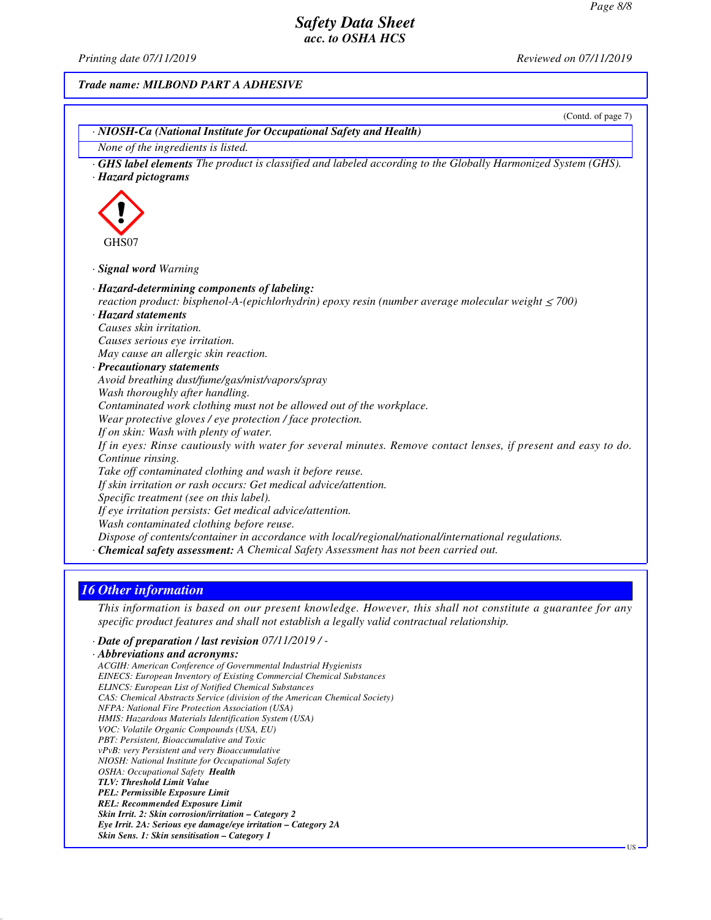**Trade name: MILBOND PART A ADHESIVE**

(Contd. of page 7)

· **NIOSH-Ca (National Institute for Occupational Safety and Health)**

None of the ingredients is listed.

· **GHS label elements** The product is classified and labeled according to the Globally Harmonized System (GHS).

· **Hazard pictograms**

GHS07

· **Signal word** Warning

· **Hazard-determining components of labeling:**

reaction product: bisphenol-A-(epichlorhydrin) epoxy resin (number average molecular weight ≤ 700)

· **Hazard statements**

Causes skin irritation.
Causes serious eye irritation.
May cause an allergic skin reaction.

· **Precautionary statements**

Avoid breathing dust/fume/gas/mist/vapors/spray
Wash thoroughly after handling.
Contaminated work clothing must not be allowed out of the workplace.
Wear protective gloves / eye protection / face protection.
If on skin: Wash with plenty of water.
If in eyes: Rinse cautiously with water for several minutes. Remove contact lenses, if present and easy to do. Continue rinsing.
Take off contaminated clothing and wash it before reuse.
If skin irritation or rash occurs: Get medical advice/attention.
Specific treatment (see on this label).
If eye irritation persists: Get medical advice/attention.
Wash contaminated clothing before reuse.
Dispose of contents/container in accordance with local/regional/national/international regulations.

· **Chemical safety assessment:** A Chemical Safety Assessment has not been carried out.

## 16 Other information

This information is based on our present knowledge. However, this shall not constitute a guarantee for any specific product features and shall not establish a legally valid contractual relationship.

· **Date of preparation / last revision** 07/11/2019 / -

· **Abbreviations and acronyms:**

ACGIH: American Conference of Governmental Industrial Hygienists
EINECS: European Inventory of Existing Commercial Chemical Substances
ELINCS: European List of Notified Chemical Substances
CAS: Chemical Abstracts Service (division of the American Chemical Society)
NFPA: National Fire Protection Association (USA)
HMIS: Hazardous Materials Identification System (USA)
VOC: Volatile Organic Compounds (USA, EU)
PBT: Persistent, Bioaccumulative and Toxic
vPvB: very Persistent and very Bioaccumulative
NIOSH: National Institute for Occupational Safety
OSHA: Occupational Safety **Health**
**TLV: Threshold Limit Value**
**PEL: Permissible Exposure Limit**
**REL: Recommended Exposure Limit**
**Skin Irrit. 2: Skin corrosion/irritation – Category 2**
**Eye Irrit. 2A: Serious eye damage/eye irritation – Category 2A**
**Skin Sens. 1: Skin sensitisation – Category 1**